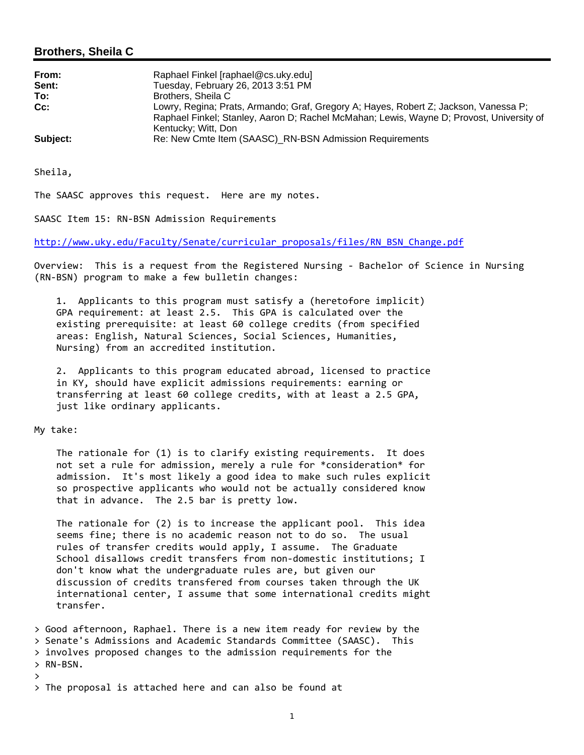## Brothers, Sheila C

| | |
|---|---|
| **From:** | Raphael Finkel [raphael@cs.uky.edu] |
| **Sent:** | Tuesday, February 26, 2013 3:51 PM |
| **To:** | Brothers, Sheila C |
| **Cc:** | Lowry, Regina; Prats, Armando; Graf, Gregory A; Hayes, Robert Z; Jackson, Vanessa P; Raphael Finkel; Stanley, Aaron D; Rachel McMahan; Lewis, Wayne D; Provost, University of Kentucky; Witt, Don |
| **Subject:** | Re: New Cmte Item (SAASC)_RN-BSN Admission Requirements |

Sheila,

The SAASC approves this request. Here are my notes.

SAASC Item 15: RN-BSN Admission Requirements

http://www.uky.edu/Faculty/Senate/curricular_proposals/files/RN_BSN_Change.pdf

Overview: This is a request from the Registered Nursing - Bachelor of Science in Nursing (RN-BSN) program to make a few bulletin changes:

1. Applicants to this program must satisfy a (heretofore implicit) GPA requirement: at least 2.5. This GPA is calculated over the existing prerequisite: at least 60 college credits (from specified areas: English, Natural Sciences, Social Sciences, Humanities, Nursing) from an accredited institution.

2. Applicants to this program educated abroad, licensed to practice in KY, should have explicit admissions requirements: earning or transferring at least 60 college credits, with at least a 2.5 GPA, just like ordinary applicants.

My take:

The rationale for (1) is to clarify existing requirements. It does not set a rule for admission, merely a rule for *consideration* for admission. It's most likely a good idea to make such rules explicit so prospective applicants who would not be actually considered know that in advance. The 2.5 bar is pretty low.

The rationale for (2) is to increase the applicant pool. This idea seems fine; there is no academic reason not to do so. The usual rules of transfer credits would apply, I assume. The Graduate School disallows credit transfers from non-domestic institutions; I don't know what the undergraduate rules are, but given our discussion of credits transfered from courses taken through the UK international center, I assume that some international credits might transfer.

> Good afternoon, Raphael. There is a new item ready for review by the
> Senate's Admissions and Academic Standards Committee (SAASC). This
> involves proposed changes to the admission requirements for the
> RN-BSN.
>
> The proposal is attached here and can also be found at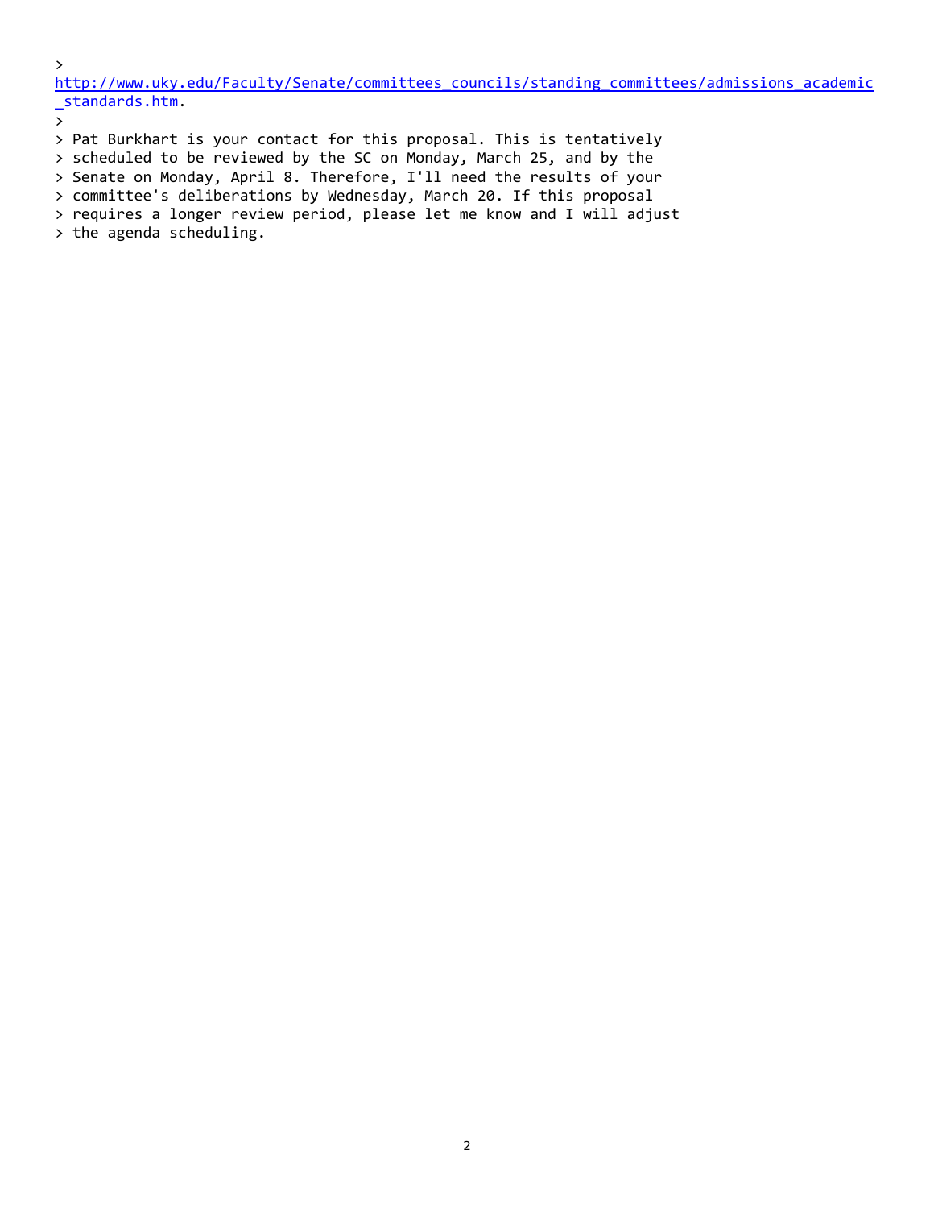>
http://www.uky.edu/Faculty/Senate/committees_councils/standing_committees/admissions_academic_standards.htm.
>
> Pat Burkhart is your contact for this proposal. This is tentatively
> scheduled to be reviewed by the SC on Monday, March 25, and by the
> Senate on Monday, April 8. Therefore, I'll need the results of your
> committee's deliberations by Wednesday, March 20. If this proposal
> requires a longer review period, please let me know and I will adjust
> the agenda scheduling.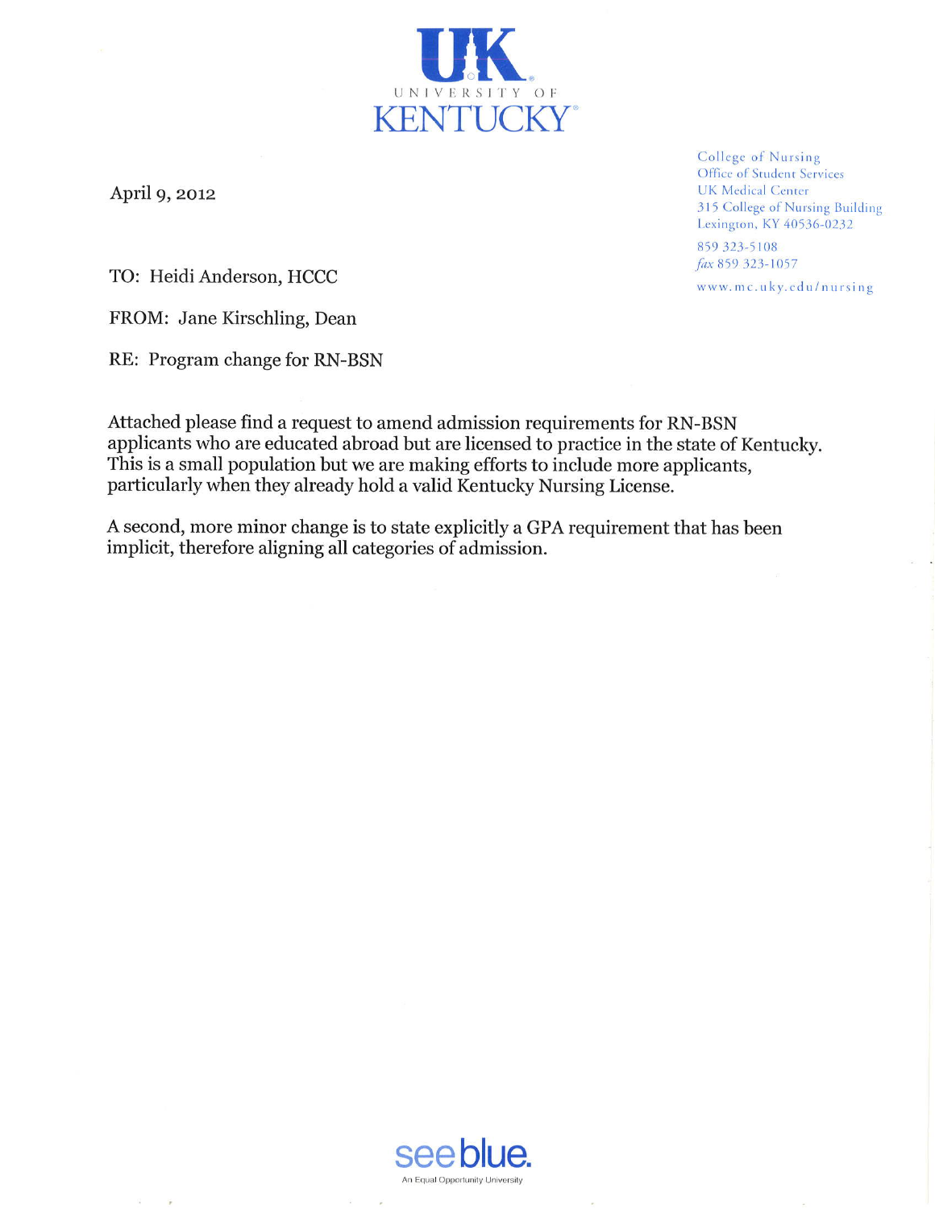UK
UNIVERSITY OF
KENTUCKY

College of Nursing
Office of Student Services
UK Medical Center
315 College of Nursing Building
Lexington, KY 40536-0232

859 323-5108
*fax* 859 323-1057

www.mc.uky.edu/nursing

April 9, 2012

TO: Heidi Anderson, HCCC

FROM: Jane Kirschling, Dean

RE: Program change for RN-BSN

Attached please find a request to amend admission requirements for RN-BSN applicants who are educated abroad but are licensed to practice in the state of Kentucky. This is a small population but we are making efforts to include more applicants, particularly when they already hold a valid Kentucky Nursing License.

A second, more minor change is to state explicitly a GPA requirement that has been implicit, therefore aligning all categories of admission.

see blue.

An Equal Opportunity University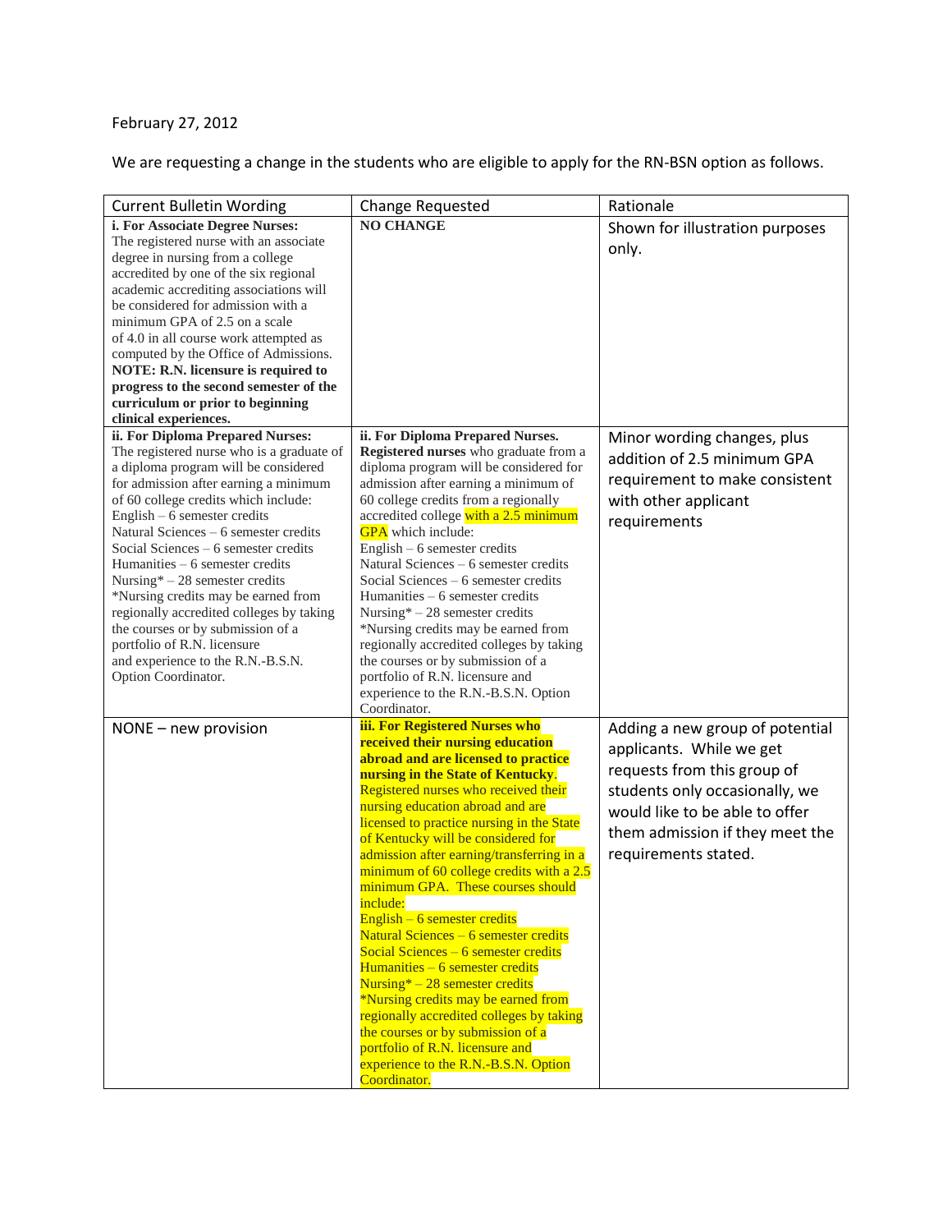February 27, 2012

We are requesting a change in the students who are eligible to apply for the RN-BSN option as follows.

| Current Bulletin Wording | Change Requested | Rationale |
|---|---|---|
| **i. For Associate Degree Nurses:** The registered nurse with an associate degree in nursing from a college accredited by one of the six regional academic accrediting associations will be considered for admission with a minimum GPA of 2.5 on a scale of 4.0 in all course work attempted as computed by the Office of Admissions. **NOTE: R.N. licensure is required to progress to the second semester of the curriculum or prior to beginning clinical experiences.** | **NO CHANGE** | Shown for illustration purposes only. |
| **ii. For Diploma Prepared Nurses:** The registered nurse who is a graduate of a diploma program will be considered for admission after earning a minimum of 60 college credits which include: English – 6 semester credits Natural Sciences – 6 semester credits Social Sciences – 6 semester credits Humanities – 6 semester credits Nursing* – 28 semester credits *Nursing credits may be earned from regionally accredited colleges by taking the courses or by submission of a portfolio of R.N. licensure and experience to the R.N.-B.S.N. Option Coordinator. | **ii. For Diploma Prepared Nurses. Registered nurses** who graduate from a diploma program will be considered for admission after earning a minimum of 60 college credits from a regionally accredited college with a 2.5 minimum GPA which include: English – 6 semester credits Natural Sciences – 6 semester credits Social Sciences – 6 semester credits Humanities – 6 semester credits Nursing* – 28 semester credits *Nursing credits may be earned from regionally accredited colleges by taking the courses or by submission of a portfolio of R.N. licensure and experience to the R.N.-B.S.N. Option Coordinator. | Minor wording changes, plus addition of 2.5 minimum GPA requirement to make consistent with other applicant requirements |
| NONE – new provision | **iii. For Registered Nurses who received their nursing education abroad and are licensed to practice nursing in the State of Kentucky.** Registered nurses who received their nursing education abroad and are licensed to practice nursing in the State of Kentucky will be considered for admission after earning/transferring in a minimum of 60 college credits with a 2.5 minimum GPA. These courses should include: English – 6 semester credits Natural Sciences – 6 semester credits Social Sciences – 6 semester credits Humanities – 6 semester credits Nursing* – 28 semester credits *Nursing credits may be earned from regionally accredited colleges by taking the courses or by submission of a portfolio of R.N. licensure and experience to the R.N.-B.S.N. Option Coordinator. | Adding a new group of potential applicants. While we get requests from this group of students only occasionally, we would like to be able to offer them admission if they meet the requirements stated. |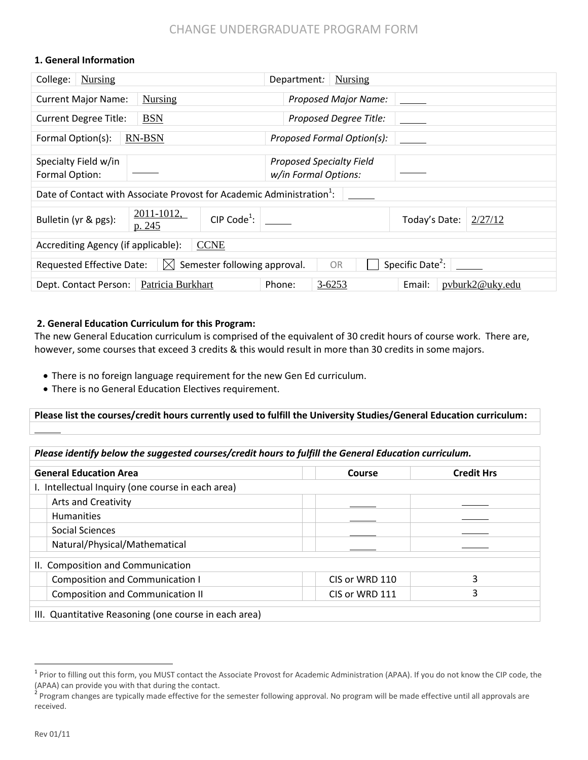# CHANGE UNDERGRADUATE PROGRAM FORM

## 1. General Information

| | | | |
|---|---|---|---|
| College: Nursing | | Department: Nursing | |
| Current Major Name: | Nursing | *Proposed Major Name:* | |
| Current Degree Title: | BSN | *Proposed Degree Title:* | |
| Formal Option(s): | RN-BSN | *Proposed Formal Option(s):* | |
| Specialty Field w/in Formal Option: | | *Proposed Specialty Field w/in Formal Options:* | |
| Date of Contact with Associate Provost for Academic Administration[1]: | | | |
| Bulletin (yr & pgs): | 2011-1012, p. 245 | CIP Code[1]: | Today's Date: 2/27/12 |
| Accrediting Agency (if applicable): | CCNE | | |
| Requested Effective Date: | ☒ Semester following approval. | OR | ☐ Specific Date[2]: |
| Dept. Contact Person: | Patricia Burkhart | Phone: 3-6253 | Email: pvburk2@uky.edu |

## 2. General Education Curriculum for this Program:

The new General Education curriculum is comprised of the equivalent of 30 credit hours of course work. There are, however, some courses that exceed 3 credits & this would result in more than 30 credits in some majors.

- There is no foreign language requirement for the new Gen Ed curriculum.
- There is no General Education Electives requirement.

**Please list the courses/credit hours currently used to fulfill the University Studies/General Education curriculum:**

***Please identify below the suggested courses/credit hours to fulfill the General Education curriculum.***

| General Education Area | Course | Credit Hrs |
|---|---|---|
| I. Intellectual Inquiry (one course in each area) | | |
| Arts and Creativity | | |
| Humanities | | |
| Social Sciences | | |
| Natural/Physical/Mathematical | | |
| II. Composition and Communication | | |
| Composition and Communication I | CIS or WRD 110 | 3 |
| Composition and Communication II | CIS or WRD 111 | 3 |
| III. Quantitative Reasoning (one course in each area) | | |

[1] Prior to filling out this form, you MUST contact the Associate Provost for Academic Administration (APAA). If you do not know the CIP code, the (APAA) can provide you with that during the contact.

[2] Program changes are typically made effective for the semester following approval. No program will be made effective until all approvals are received.

Rev 01/11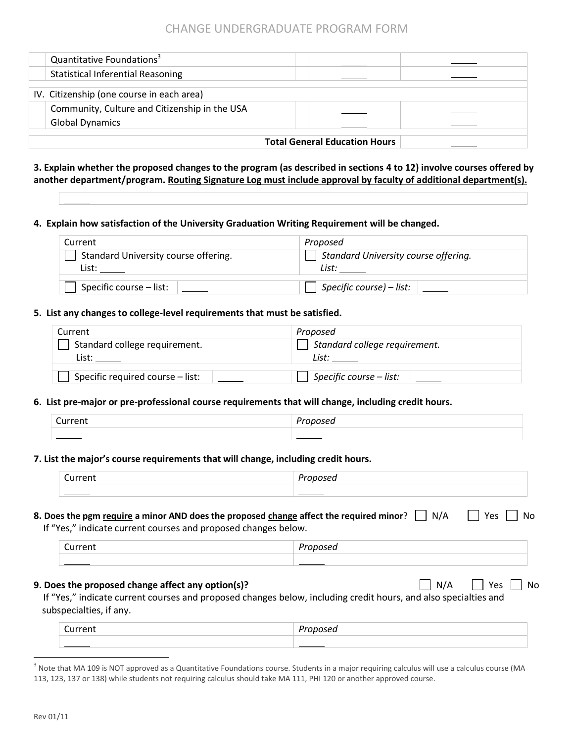| | | | | |
|---|---|---|---|---|
| | Quantitative Foundations[3] | | ______ | ______ |
| | Statistical Inferential Reasoning | | ______ | ______ |
| IV. Citizenship (one course in each area) | | | | |
| | Community, Culture and Citizenship in the USA | | ______ | ______ |
| | Global Dynamics | | ______ | ______ |
| | | | **Total General Education Hours** | ______ |

**3. Explain whether the proposed changes to the program (as described in sections 4 to 12) involve courses offered by another department/program. Routing Signature Log must include approval by faculty of additional department(s).**

______

**4. Explain how satisfaction of the University Graduation Writing Requirement will be changed.**

| Current | *Proposed* |
|---|---|
| ☐ Standard University course offering. List: ______ | ☐ *Standard University course offering. List:* ______ |
| ☐ Specific course – list: ______ | ☐ *Specific course) – list:* ______ |

**5. List any changes to college-level requirements that must be satisfied.**

| Current | *Proposed* |
|---|---|
| ☐ Standard college requirement. List: ______ | ☐ *Standard college requirement. List:* ______ |
| ☐ Specific required course – list: ______ | ☐ *Specific course – list:* ______ |

**6. List pre-major or pre-professional course requirements that will change, including credit hours.**

| Current | *Proposed* |
|---|---|
| ______ | ______ |

**7. List the major's course requirements that will change, including credit hours.**

| Current | *Proposed* |
|---|---|
| ______ | ______ |

**8. Does the pgm require a minor AND does the proposed change affect the required minor?** ☐ N/A ☐ Yes ☐ No

If "Yes," indicate current courses and proposed changes below.

| Current | *Proposed* |
|---|---|
| ______ | ______ |

**9. Does the proposed change affect any option(s)?** ☐ N/A ☐ Yes ☐ No

If "Yes," indicate current courses and proposed changes below, including credit hours, and also specialties and subspecialties, if any.

| Current | *Proposed* |
|---|---|
| ______ | ______ |

[3] Note that MA 109 is NOT approved as a Quantitative Foundations course. Students in a major requiring calculus will use a calculus course (MA 113, 123, 137 or 138) while students not requiring calculus should take MA 111, PHI 120 or another approved course.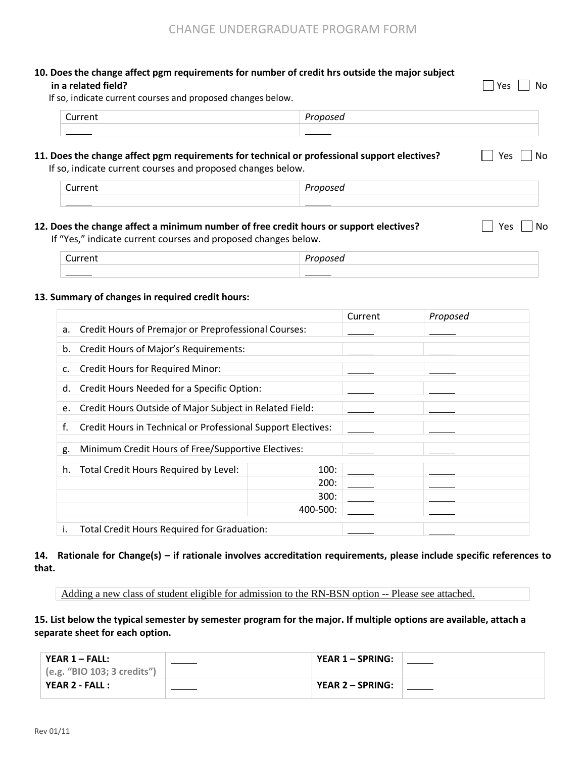# CHANGE UNDERGRADUATE PROGRAM FORM

**10. Does the change affect pgm requirements for number of credit hrs outside the major subject in a related field?** ☐ Yes ☐ No

If so, indicate current courses and proposed changes below.

| Current | *Proposed* |
|---|---|
| _____ | _____ |

**11. Does the change affect pgm requirements for technical or professional support electives?** ☐ Yes ☐ No

If so, indicate current courses and proposed changes below.

| Current | *Proposed* |
|---|---|
| _____ | _____ |

**12. Does the change affect a minimum number of free credit hours or support electives?** ☐ Yes ☐ No

If "Yes," indicate current courses and proposed changes below.

| Current | *Proposed* |
|---|---|
| _____ | _____ |

**13. Summary of changes in required credit hours:**

| | | Current | *Proposed* |
|---|---|---|---|
| a. Credit Hours of Premajor or Preprofessional Courses: | | _____ | _____ |
| b. Credit Hours of Major's Requirements: | | _____ | _____ |
| c. Credit Hours for Required Minor: | | _____ | _____ |
| d. Credit Hours Needed for a Specific Option: | | _____ | _____ |
| e. Credit Hours Outside of Major Subject in Related Field: | | _____ | _____ |
| f. Credit Hours in Technical or Professional Support Electives: | | _____ | _____ |
| g. Minimum Credit Hours of Free/Supportive Electives: | | _____ | _____ |
| h. Total Credit Hours Required by Level: | 100: | _____ | _____ |
| | 200: | _____ | _____ |
| | 300: | _____ | _____ |
| | 400-500: | _____ | _____ |
| i. Total Credit Hours Required for Graduation: | | _____ | _____ |

**14. Rationale for Change(s) – if rationale involves accreditation requirements, please include specific references to that.**

Adding a new class of student eligible for admission to the RN-BSN option -- Please see attached.

**15. List below the typical semester by semester program for the major. If multiple options are available, attach a separate sheet for each option.**

| **YEAR 1 – FALL:** (e.g. "BIO 103; 3 credits") | _____ | **YEAR 1 – SPRING:** | _____ |
|---|---|---|---|
| **YEAR 2 - FALL :** | _____ | **YEAR 2 – SPRING:** | _____ |

Rev 01/11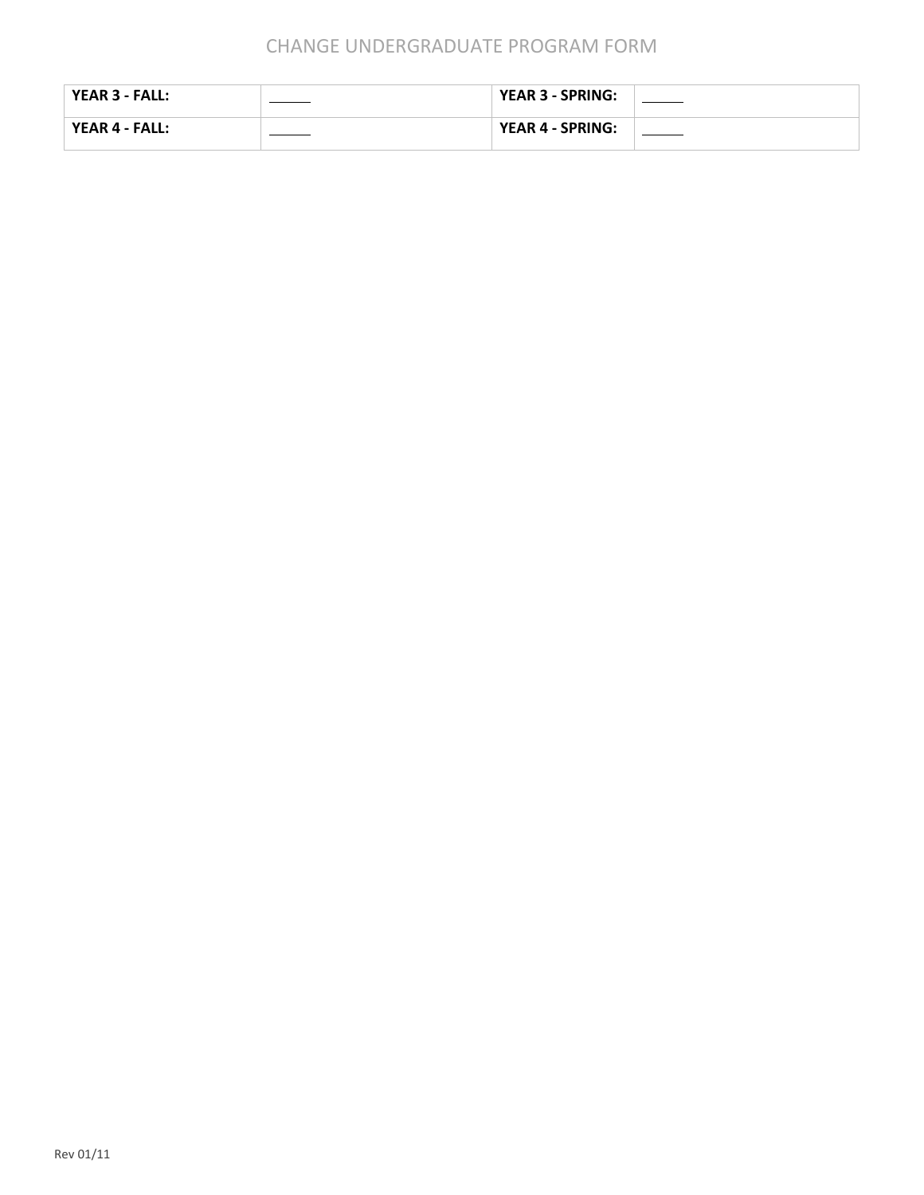| **YEAR 3 - FALL:** | _____ | **YEAR 3 - SPRING:** | _____ |
|---|---|---|---|
| **YEAR 4 - FALL:** | _____ | **YEAR 4 - SPRING:** | _____ |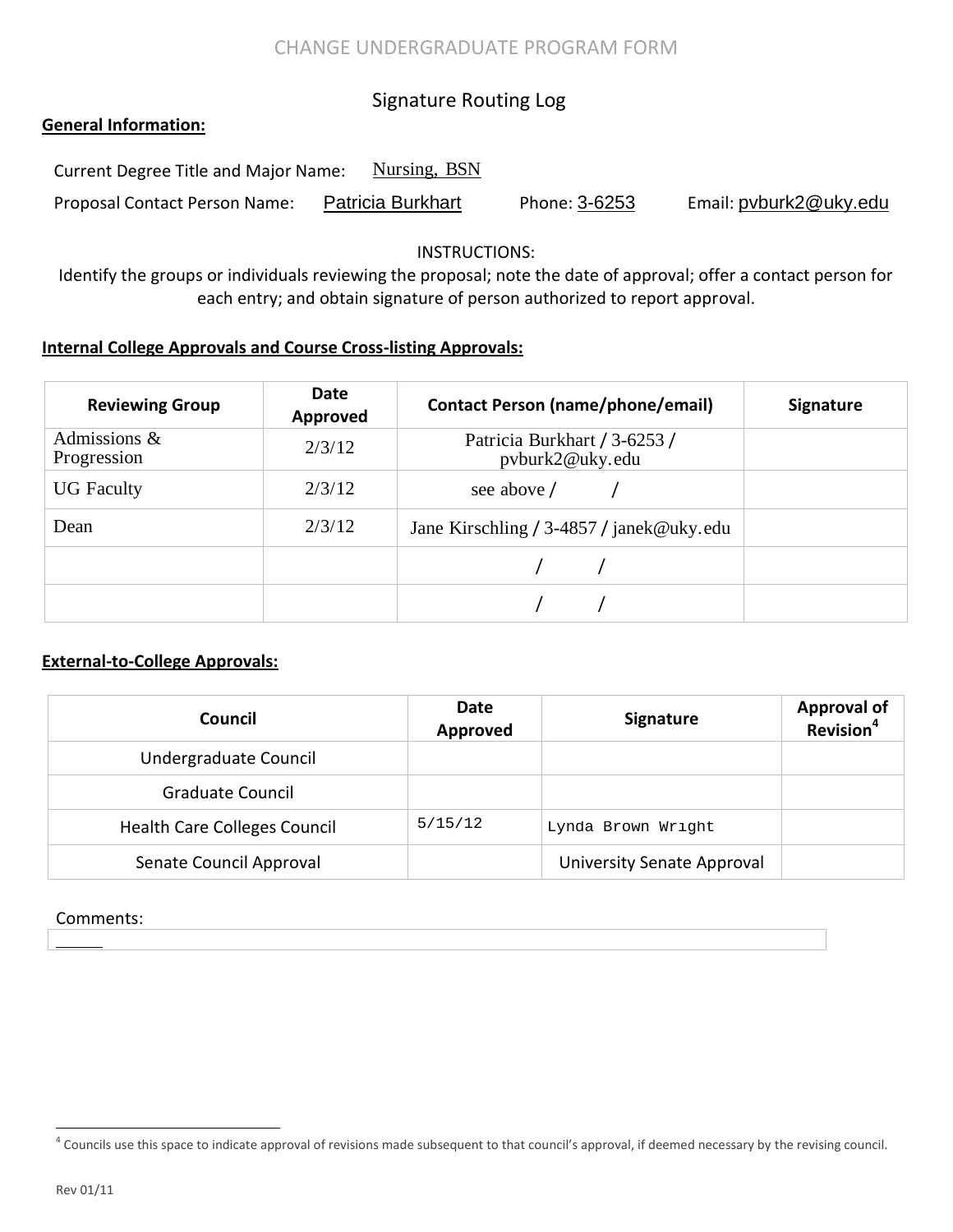CHANGE UNDERGRADUATE PROGRAM FORM

# Signature Routing Log

**General Information:**

Current Degree Title and Major Name: Nursing, BSN

Proposal Contact Person Name: Patricia Burkhart Phone: 3-6253 Email: pvburk2@uky.edu

INSTRUCTIONS:
Identify the groups or individuals reviewing the proposal; note the date of approval; offer a contact person for each entry; and obtain signature of person authorized to report approval.

**Internal College Approvals and Course Cross-listing Approvals:**

| Reviewing Group | Date Approved | Contact Person (name/phone/email) | Signature |
|---|---|---|---|
| Admissions & Progression | 2/3/12 | Patricia Burkhart / 3-6253 / pvburk2@uky.edu | |
| UG Faculty | 2/3/12 | see above / / | |
| Dean | 2/3/12 | Jane Kirschling / 3-4857 / janek@uky.edu | |
| | | / / | |
| | | / / | |

**External-to-College Approvals:**

| Council | Date Approved | Signature | Approval of Revision[4] |
|---|---|---|---|
| Undergraduate Council | | | |
| Graduate Council | | | |
| Health Care Colleges Council | 5/15/12 | Lynda Brown Wright | |
| Senate Council Approval | | University Senate Approval | |

Comments:

[4] Councils use this space to indicate approval of revisions made subsequent to that council's approval, if deemed necessary by the revising council.

Rev 01/11